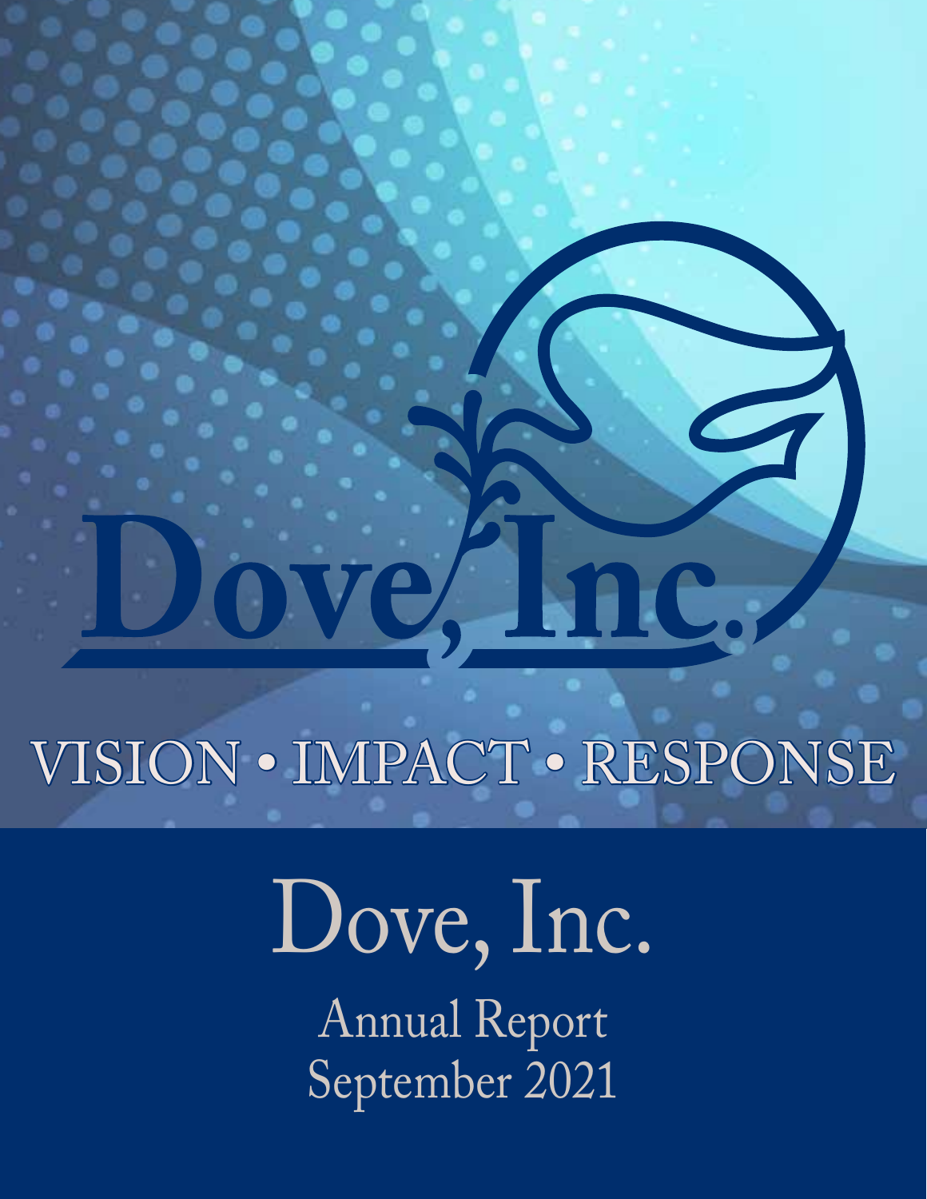# Dove, Inc.

VISION • IMPACT • RESPONSE

# Dove, Inc.

## Annual Report
## September 2021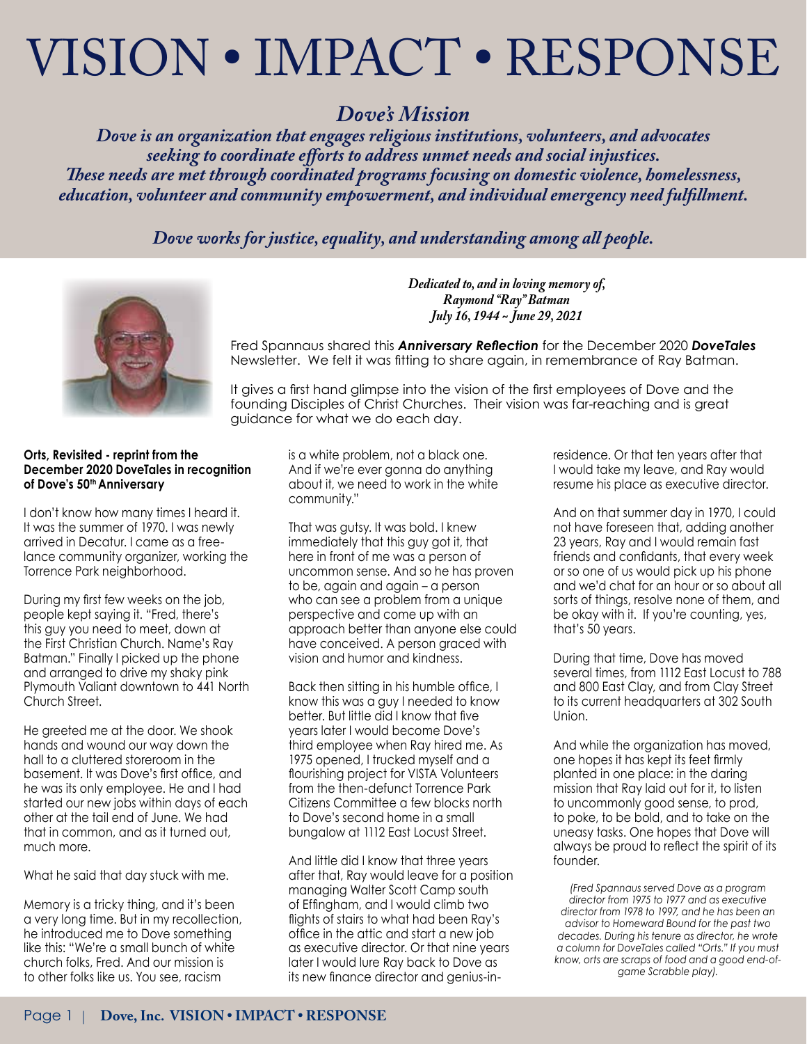# VISION • IMPACT • RESPONSE

## *Dove's Mission*

***Dove is an organization that engages religious institutions, volunteers, and advocates seeking to coordinate efforts to address unmet needs and social injustices. These needs are met through coordinated programs focusing on domestic violence, homelessness, education, volunteer and community empowerment, and individual emergency need fulfillment.***

***Dove works for justice, equality, and understanding among all people.***

***Dedicated to, and in loving memory of,***
***Raymond "Ray" Batman***
***July 16, 1944 ~ June 29, 2021***

Fred Spannaus shared this ***Anniversary Reflection*** for the December 2020 ***DoveTales*** Newsletter. We felt it was fitting to share again, in remembrance of Ray Batman.

It gives a first hand glimpse into the vision of the first employees of Dove and the founding Disciples of Christ Churches. Their vision was far-reaching and is great guidance for what we do each day.

**Orts, Revisited - reprint from the December 2020 DoveTales in recognition of Dove's 50th Anniversary**

I don't know how many times I heard it. It was the summer of 1970. I was newly arrived in Decatur. I came as a free-lance community organizer, working the Torrence Park neighborhood.

During my first few weeks on the job, people kept saying it. "Fred, there's this guy you need to meet, down at the First Christian Church. Name's Ray Batman." Finally I picked up the phone and arranged to drive my shaky pink Plymouth Valiant downtown to 441 North Church Street.

He greeted me at the door. We shook hands and wound our way down the hall to a cluttered storeroom in the basement. It was Dove's first office, and he was its only employee. He and I had started our new jobs within days of each other at the tail end of June. We had that in common, and as it turned out, much more.

What he said that day stuck with me.

Memory is a tricky thing, and it's been a very long time. But in my recollection, he introduced me to Dove something like this: "We're a small bunch of white church folks, Fred. And our mission is to other folks like us. You see, racism is a white problem, not a black one. And if we're ever gonna do anything about it, we need to work in the white community."

That was gutsy. It was bold. I knew immediately that this guy got it, that here in front of me was a person of uncommon sense. And so he has proven to be, again and again – a person who can see a problem from a unique perspective and come up with an approach better than anyone else could have conceived. A person graced with vision and humor and kindness.

Back then sitting in his humble office, I know this was a guy I needed to know better. But little did I know that five years later I would become Dove's third employee when Ray hired me. As 1975 opened, I trucked myself and a flourishing project for VISTA Volunteers from the then-defunct Torrence Park Citizens Committee a few blocks north to Dove's second home in a small bungalow at 1112 East Locust Street.

And little did I know that three years after that, Ray would leave for a position managing Walter Scott Camp south of Effingham, and I would climb two flights of stairs to what had been Ray's office in the attic and start a new job as executive director. Or that nine years later I would lure Ray back to Dove as its new finance director and genius-in-residence. Or that ten years after that I would take my leave, and Ray would resume his place as executive director.

And on that summer day in 1970, I could not have foreseen that, adding another 23 years, Ray and I would remain fast friends and confidants, that every week or so one of us would pick up his phone and we'd chat for an hour or so about all sorts of things, resolve none of them, and be okay with it. If you're counting, yes, that's 50 years.

During that time, Dove has moved several times, from 1112 East Locust to 788 and 800 East Clay, and from Clay Street to its current headquarters at 302 South Union.

And while the organization has moved, one hopes it has kept its feet firmly planted in one place: in the daring mission that Ray laid out for it, to listen to uncommonly good sense, to prod, to poke, to be bold, and to take on the uneasy tasks. One hopes that Dove will always be proud to reflect the spirit of its founder.

*(Fred Spannaus served Dove as a program director from 1975 to 1977 and as executive director from 1978 to 1997, and he has been an advisor to Homeward Bound for the past two decades. During his tenure as director, he wrote a column for DoveTales called "Orts." If you must know, orts are scraps of food and a good end-of-game Scrabble play).*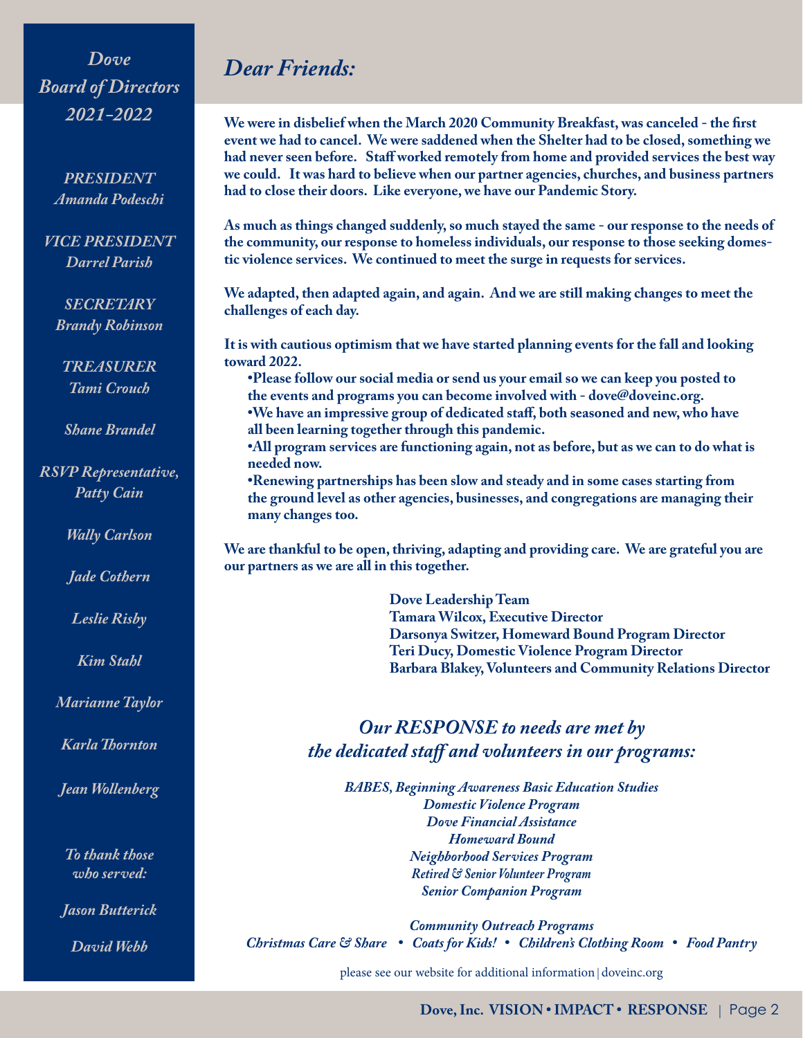## *Dove Board of Directors 2021-2022*

*PRESIDENT*
*Amanda Podeschi*

*VICE PRESIDENT*
*Darrel Parish*

*SECRETARY*
*Brandy Robinson*

*TREASURER*
*Tami Crouch*

*Shane Brandel*

*RSVP Representative, Patty Cain*

*Wally Carlson*

*Jade Cothern*

*Leslie Risby*

*Kim Stahl*

*Marianne Taylor*

*Karla Thornton*

*Jean Wollenberg*

*To thank those who served:*

*Jason Butterick*

*David Webb*

# *Dear Friends:*

**We were in disbelief when the March 2020 Community Breakfast, was canceled - the first event we had to cancel. We were saddened when the Shelter had to be closed, something we had never seen before. Staff worked remotely from home and provided services the best way we could. It was hard to believe when our partner agencies, churches, and business partners had to close their doors. Like everyone, we have our Pandemic Story.**

**As much as things changed suddenly, so much stayed the same - our response to the needs of the community, our response to homeless individuals, our response to those seeking domestic violence services. We continued to meet the surge in requests for services.**

**We adapted, then adapted again, and again. And we are still making changes to meet the challenges of each day.**

**It is with cautious optimism that we have started planning events for the fall and looking toward 2022.**

- **Please follow our social media or send us your email so we can keep you posted to the events and programs you can become involved with - dove@doveinc.org.**
- **We have an impressive group of dedicated staff, both seasoned and new, who have all been learning together through this pandemic.**
- **All program services are functioning again, not as before, but as we can to do what is needed now.**
- **Renewing partnerships has been slow and steady and in some cases starting from the ground level as other agencies, businesses, and congregations are managing their many changes too.**

**We are thankful to be open, thriving, adapting and providing care. We are grateful you are our partners as we are all in this together.**

**Dove Leadership Team**
**Tamara Wilcox, Executive Director**
**Darsonya Switzer, Homeward Bound Program Director**
**Teri Ducy, Domestic Violence Program Director**
**Barbara Blakey, Volunteers and Community Relations Director**

## *Our RESPONSE to needs are met by the dedicated staff and volunteers in our programs:*

***BABES, Beginning Awareness Basic Education Studies***
***Domestic Violence Program***
***Dove Financial Assistance***
***Homeward Bound***
***Neighborhood Services Program***
***Retired & Senior Volunteer Program***
***Senior Companion Program***

***Community Outreach Programs***
***Christmas Care & Share • Coats for Kids! • Children's Clothing Room • Food Pantry***

please see our website for additional information | doveinc.org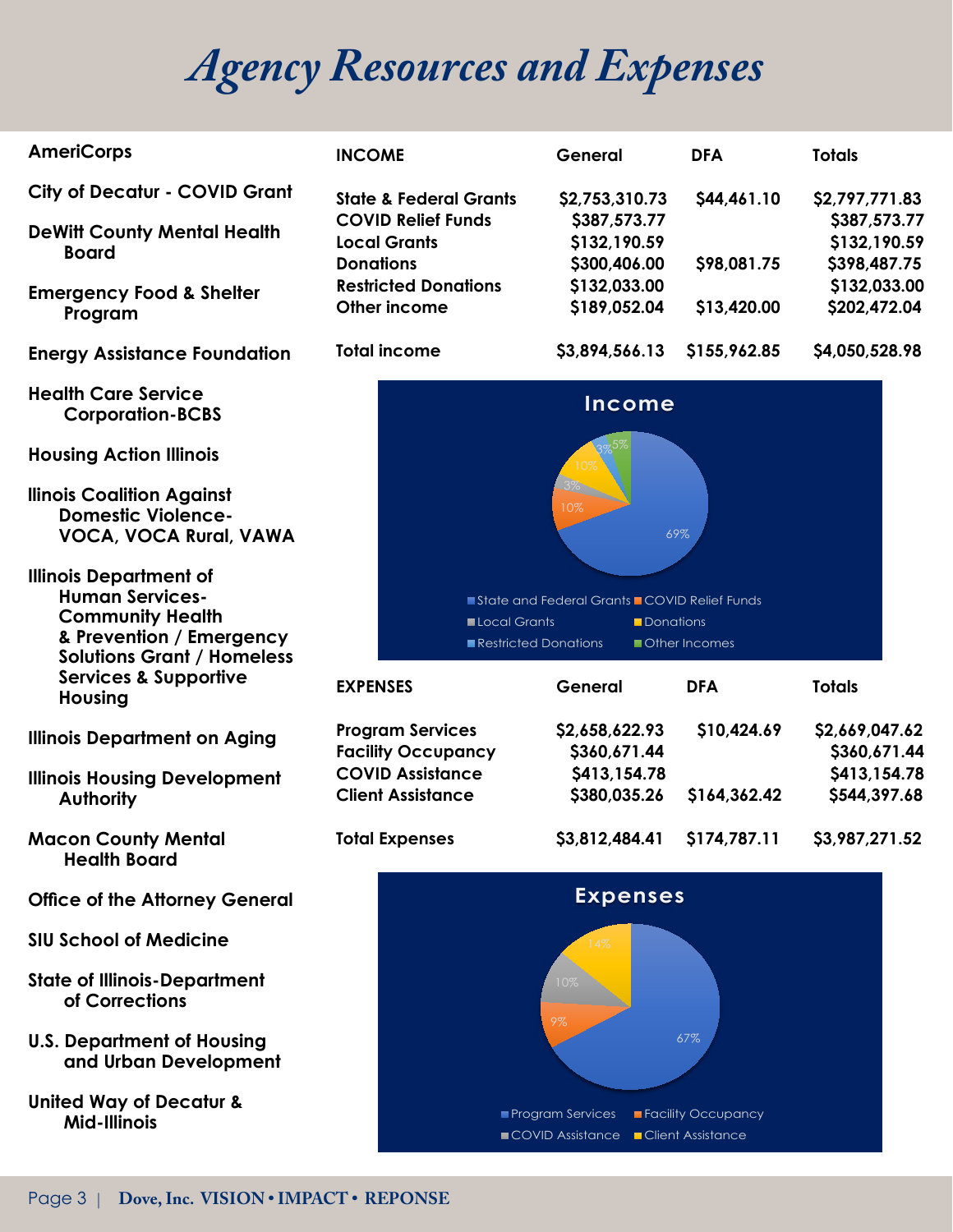# Agency Resources and Expenses

**AmeriCorps**

**City of Decatur - COVID Grant**

**DeWitt County Mental Health Board**

**Emergency Food & Shelter Program**

**Energy Assistance Foundation**

**Health Care Service Corporation-BCBS**

**Housing Action Illinois**

**Ilinois Coalition Against Domestic Violence-VOCA, VOCA Rural, VAWA**

**Illinois Department of Human Services-Community Health & Prevention / Emergency Solutions Grant / Homeless Services & Supportive Housing**

**Illinois Department on Aging**

**Illinois Housing Development Authority**

**Macon County Mental Health Board**

**Office of the Attorney General**

**SIU School of Medicine**

**State of Illinois-Department of Corrections**

**U.S. Department of Housing and Urban Development**

**United Way of Decatur & Mid-Illinois**

| INCOME | General | DFA | Totals |
|---|---|---|---|
| State & Federal Grants | $2,753,310.73 | $44,461.10 | $2,797,771.83 |
| COVID Relief Funds | $387,573.77 | | $387,573.77 |
| Local Grants | $132,190.59 | | $132,190.59 |
| Donations | $300,406.00 | $98,081.75 | $398,487.75 |
| Restricted Donations | $132,033.00 | | $132,033.00 |
| Other income | $189,052.04 | $13,420.00 | $202,472.04 |
| Total income | $3,894,566.13 | $155,962.85 | $4,050,528.98 |

**Income**

State and Federal Grants 69%, COVID Relief Funds 10%, Local Grants 3%, Donations 10%, Restricted Donations 3%, Other Incomes 5%

| EXPENSES | General | DFA | Totals |
|---|---|---|---|
| Program Services | $2,658,622.93 | $10,424.69 | $2,669,047.62 |
| Facility Occupancy | $360,671.44 | | $360,671.44 |
| COVID Assistance | $413,154.78 | | $413,154.78 |
| Client Assistance | $380,035.26 | $164,362.42 | $544,397.68 |
| Total Expenses | $3,812,484.41 | $174,787.11 | $3,987,271.52 |

**Expenses**

Program Services 67%, Facility Occupancy 9%, COVID Assistance 10%, Client Assistance 14%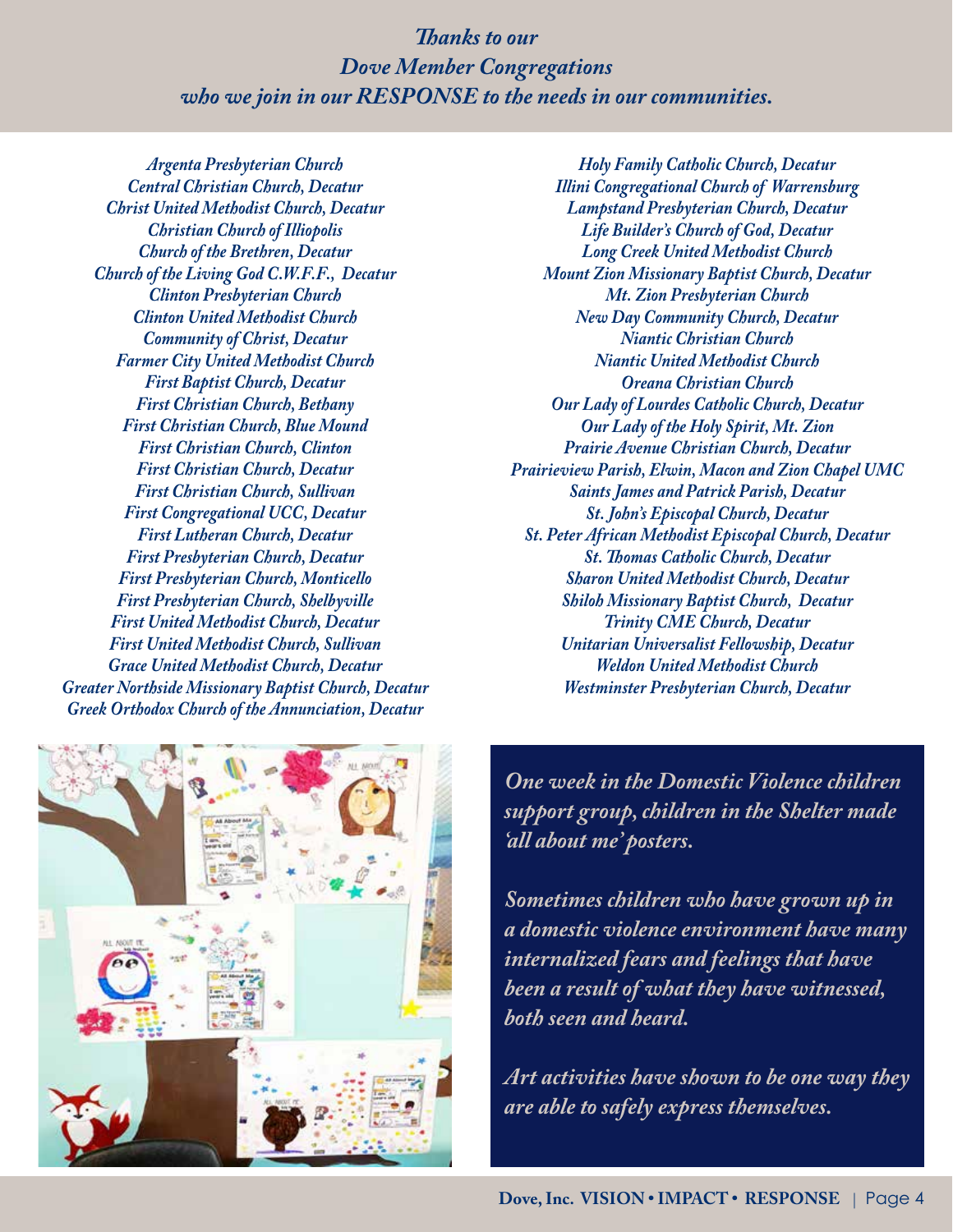***Thanks to our***
***Dove Member Congregations***
***who we join in our RESPONSE to the needs in our communities.***

*Argenta Presbyterian Church*
*Central Christian Church, Decatur*
*Christ United Methodist Church, Decatur*
*Christian Church of Illiopolis*
*Church of the Brethren, Decatur*
*Church of the Living God C.W.F.F., Decatur*
*Clinton Presbyterian Church*
*Clinton United Methodist Church*
*Community of Christ, Decatur*
*Farmer City United Methodist Church*
*First Baptist Church, Decatur*
*First Christian Church, Bethany*
*First Christian Church, Blue Mound*
*First Christian Church, Clinton*
*First Christian Church, Decatur*
*First Christian Church, Sullivan*
*First Congregational UCC, Decatur*
*First Lutheran Church, Decatur*
*First Presbyterian Church, Decatur*
*First Presbyterian Church, Monticello*
*First Presbyterian Church, Shelbyville*
*First United Methodist Church, Decatur*
*First United Methodist Church, Sullivan*
*Grace United Methodist Church, Decatur*
*Greater Northside Missionary Baptist Church, Decatur*
*Greek Orthodox Church of the Annunciation, Decatur*
*Holy Family Catholic Church, Decatur*
*Illini Congregational Church of Warrensburg*
*Lampstand Presbyterian Church, Decatur*
*Life Builder's Church of God, Decatur*
*Long Creek United Methodist Church*
*Mount Zion Missionary Baptist Church, Decatur*
*Mt. Zion Presbyterian Church*
*New Day Community Church, Decatur*
*Niantic Christian Church*
*Niantic United Methodist Church*
*Oreana Christian Church*
*Our Lady of Lourdes Catholic Church, Decatur*
*Our Lady of the Holy Spirit, Mt. Zion*
*Prairie Avenue Christian Church, Decatur*
*Prairieview Parish, Elwin, Macon and Zion Chapel UMC*
*Saints James and Patrick Parish, Decatur*
*St. John's Episcopal Church, Decatur*
*St. Peter African Methodist Episcopal Church, Decatur*
*St. Thomas Catholic Church, Decatur*
*Sharon United Methodist Church, Decatur*
*Shiloh Missionary Baptist Church, Decatur*
*Trinity CME Church, Decatur*
*Unitarian Universalist Fellowship, Decatur*
*Weldon United Methodist Church*
*Westminster Presbyterian Church, Decatur*

***One week in the Domestic Violence children support group, children in the Shelter made 'all about me' posters.***

***Sometimes children who have grown up in a domestic violence environment have many internalized fears and feelings that have been a result of what they have witnessed, both seen and heard.***

***Art activities have shown to be one way they are able to safely express themselves.***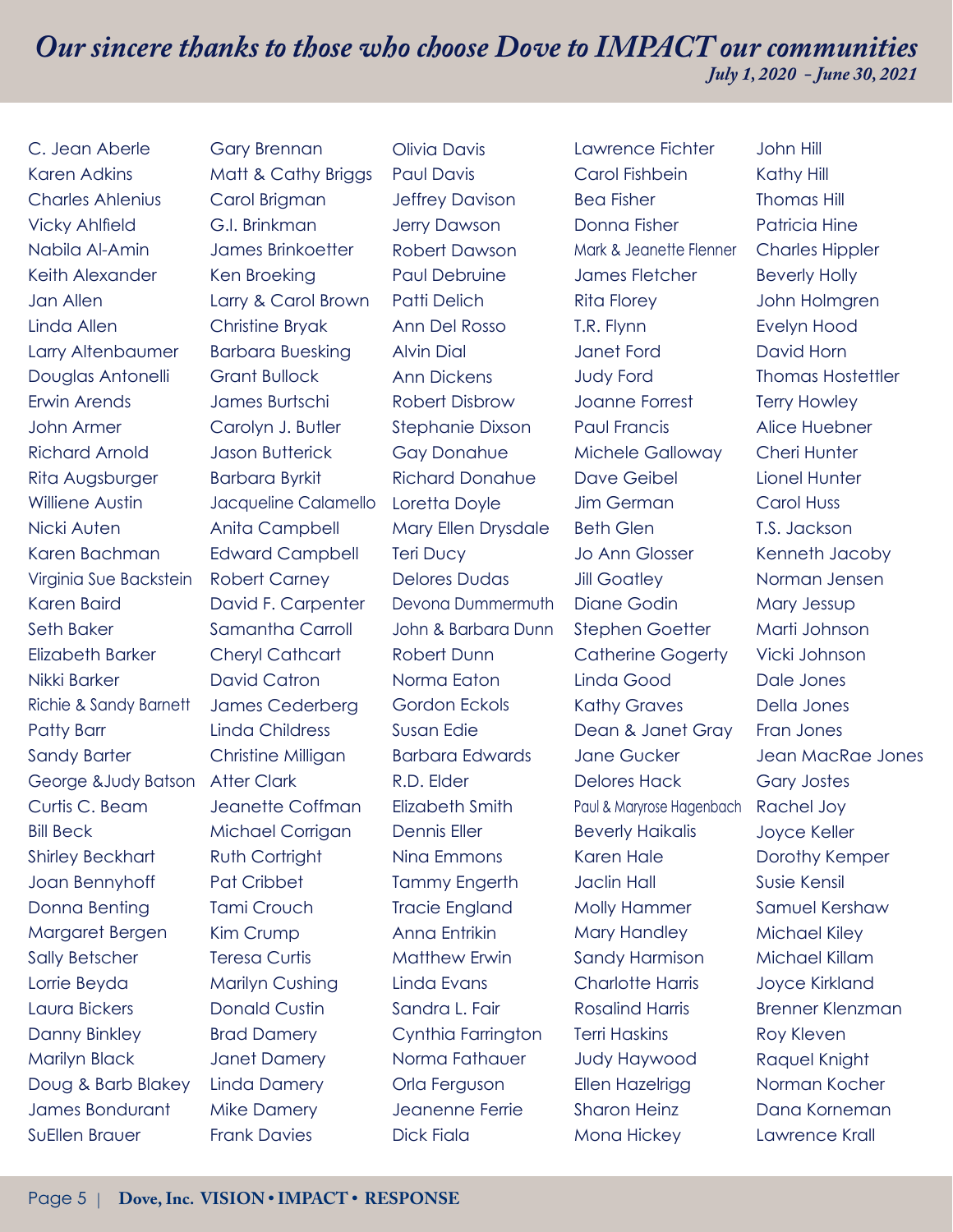# *Our sincere thanks to those who choose Dove to IMPACT our communities*

*July 1, 2020 - June 30, 2021*

C. Jean Aberle
Karen Adkins
Charles Ahlenius
Vicky Ahlfield
Nabila Al-Amin
Keith Alexander
Jan Allen
Linda Allen
Larry Altenbaumer
Douglas Antonelli
Erwin Arends
John Armer
Richard Arnold
Rita Augsburger
Williene Austin
Nicki Auten
Karen Bachman
Virginia Sue Backstein
Karen Baird
Seth Baker
Elizabeth Barker
Nikki Barker
Richie & Sandy Barnett
Patty Barr
Sandy Barter
George &Judy Batson
Curtis C. Beam
Bill Beck
Shirley Beckhart
Joan Bennyhoff
Donna Benting
Margaret Bergen
Sally Betscher
Lorrie Beyda
Laura Bickers
Danny Binkley
Marilyn Black
Doug & Barb Blakey
James Bondurant
SuEllen Brauer
Gary Brennan
Matt & Cathy Briggs
Carol Brigman
G.I. Brinkman
James Brinkoetter
Ken Broeking
Larry & Carol Brown
Christine Bryak
Barbara Buesking
Grant Bullock
James Burtschi
Carolyn J. Butler
Jason Butterick
Barbara Byrkit
Jacqueline Calamello
Anita Campbell
Edward Campbell
Robert Carney
David F. Carpenter
Samantha Carroll
Cheryl Cathcart
David Catron
James Cederberg
Linda Childress
Christine Milligan
Atter Clark
Jeanette Coffman
Michael Corrigan
Ruth Cortright
Pat Cribbet
Tami Crouch
Kim Crump
Teresa Curtis
Marilyn Cushing
Donald Custin
Brad Damery
Janet Damery
Linda Damery
Mike Damery
Frank Davies
Olivia Davis
Paul Davis
Jeffrey Davison
Jerry Dawson
Robert Dawson
Paul Debruine
Patti Delich
Ann Del Rosso
Alvin Dial
Ann Dickens
Robert Disbrow
Stephanie Dixson
Gay Donahue
Richard Donahue
Loretta Doyle
Mary Ellen Drysdale
Teri Ducy
Delores Dudas
Devona Dummermuth
John & Barbara Dunn
Robert Dunn
Norma Eaton
Gordon Eckols
Susan Edie
Barbara Edwards
R.D. Elder
Elizabeth Smith
Dennis Eller
Nina Emmons
Tammy Engerth
Tracie England
Anna Entrikin
Matthew Erwin
Linda Evans
Sandra L. Fair
Cynthia Farrington
Norma Fathauer
Orla Ferguson
Jeanenne Ferrie
Dick Fiala
Lawrence Fichter
Carol Fishbein
Bea Fisher
Donna Fisher
Mark & Jeanette Flenner
James Fletcher
Rita Florey
T.R. Flynn
Janet Ford
Judy Ford
Joanne Forrest
Paul Francis
Michele Galloway
Dave Geibel
Jim German
Beth Glen
Jo Ann Glosser
Jill Goatley
Diane Godin
Stephen Goetter
Catherine Gogerty
Linda Good
Kathy Graves
Dean & Janet Gray
Jane Gucker
Delores Hack
Paul & Maryrose Hagenbach
Beverly Haikalis
Karen Hale
Jaclin Hall
Molly Hammer
Mary Handley
Sandy Harmison
Charlotte Harris
Rosalind Harris
Terri Haskins
Judy Haywood
Ellen Hazelrigg
Sharon Heinz
Mona Hickey
John Hill
Kathy Hill
Thomas Hill
Patricia Hine
Charles Hippler
Beverly Holly
John Holmgren
Evelyn Hood
David Horn
Thomas Hostettler
Terry Howley
Alice Huebner
Cheri Hunter
Lionel Hunter
Carol Huss
T.S. Jackson
Kenneth Jacoby
Norman Jensen
Mary Jessup
Marti Johnson
Vicki Johnson
Dale Jones
Della Jones
Fran Jones
Jean MacRae Jones
Gary Jostes
Rachel Joy
Joyce Keller
Dorothy Kemper
Susie Kensil
Samuel Kershaw
Michael Kiley
Michael Killam
Joyce Kirkland
Brenner Klenzman
Roy Kleven
Raquel Knight
Norman Kocher
Dana Korneman
Lawrence Krall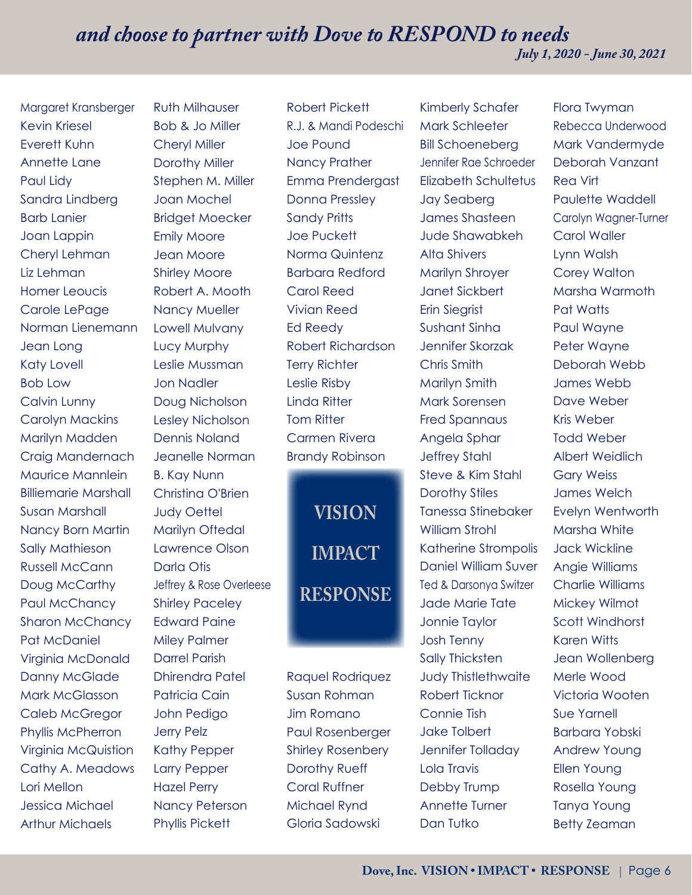## *and choose to partner with Dove to RESPOND to needs*

*July 1, 2020 – June 30, 2021*

Margaret Kransberger
Kevin Kriesel
Everett Kuhn
Annette Lane
Paul Lidy
Sandra Lindberg
Barb Lanier
Joan Lappin
Cheryl Lehman
Liz Lehman
Homer Leoucis
Carole LePage
Norman Lienemann
Jean Long
Katy Lovell
Bob Low
Calvin Lunny
Carolyn Mackins
Marilyn Madden
Craig Mandernach
Maurice Mannlein
Billiemarie Marshall
Susan Marshall
Nancy Born Martin
Sally Mathieson
Russell McCann
Doug McCarthy
Paul McChancy
Sharon McChancy
Pat McDaniel
Virginia McDonald
Danny McGlade
Mark McGlasson
Caleb McGregor
Phyllis McPherron
Virginia McQuistion
Cathy A. Meadows
Lori Mellon
Jessica Michael
Arthur Michaels

Ruth Milhauser
Bob & Jo Miller
Cheryl Miller
Dorothy Miller
Stephen M. Miller
Joan Mochel
Bridget Moecker
Emily Moore
Jean Moore
Shirley Moore
Robert A. Mooth
Nancy Mueller
Lowell Mulvany
Lucy Murphy
Leslie Mussman
Jon Nadler
Doug Nicholson
Lesley Nicholson
Dennis Noland
Jeanelle Norman
B. Kay Nunn
Christina O'Brien
Judy Oettel
Marilyn Oftedal
Lawrence Olson
Darla Otis
Jeffrey & Rose Overleese
Shirley Paceley
Edward Paine
Miley Palmer
Darrel Parish
Dhirendra Patel
Patricia Cain
John Pedigo
Jerry Pelz
Kathy Pepper
Larry Pepper
Hazel Perry
Nancy Peterson
Phyllis Pickett

Robert Pickett
R.J. & Mandi Podeschi
Joe Pound
Nancy Prather
Emma Prendergast
Donna Pressley
Sandy Pritts
Joe Puckett
Norma Quintenz
Barbara Redford
Carol Reed
Vivian Reed
Ed Reedy
Robert Richardson
Terry Richter
Leslie Risby
Linda Ritter
Tom Ritter
Carmen Rivera
Brandy Robinson

**VISION**

**IMPACT**

**RESPONSE**

Raquel Rodriquez
Susan Rohman
Jim Romano
Paul Rosenberger
Shirley Rosenbery
Dorothy Rueff
Coral Ruffner
Michael Rynd
Gloria Sadowski

Kimberly Schafer
Mark Schleeter
Bill Schoeneberg
Jennifer Rae Schroeder
Elizabeth Schultetus
Jay Seaberg
James Shasteen
Jude Shawabkeh
Alta Shivers
Marilyn Shroyer
Janet Sickbert
Erin Siegrist
Sushant Sinha
Jennifer Skorzak
Chris Smith
Marilyn Smith
Mark Sorensen
Fred Spannaus
Angela Sphar
Jeffrey Stahl
Steve & Kim Stahl
Dorothy Stiles
Tanessa Stinebaker
William Strohl
Katherine Strompolis
Daniel William Suver
Ted & Darsonya Switzer
Jade Marie Tate
Jonnie Taylor
Josh Tenny
Sally Thicksten
Judy Thistlethwaite
Robert Ticknor
Connie Tish
Jake Tolbert
Jennifer Tolladay
Lola Travis
Debby Trump
Annette Turner
Dan Tutko

Flora Twyman
Rebecca Underwood
Mark Vandermyde
Deborah Vanzant
Rea Virt
Paulette Waddell
Carolyn Wagner-Turner
Carol Waller
Lynn Walsh
Corey Walton
Marsha Warmoth
Pat Watts
Paul Wayne
Peter Wayne
Deborah Webb
James Webb
Dave Weber
Kris Weber
Todd Weber
Albert Weidlich
Gary Weiss
James Welch
Evelyn Wentworth
Marsha White
Jack Wickline
Angie Williams
Charlie Williams
Mickey Wilmot
Scott Windhorst
Karen Witts
Jean Wollenberg
Merle Wood
Victoria Wooten
Sue Yarnell
Barbara Yobski
Andrew Young
Ellen Young
Rosella Young
Tanya Young
Betty Zeaman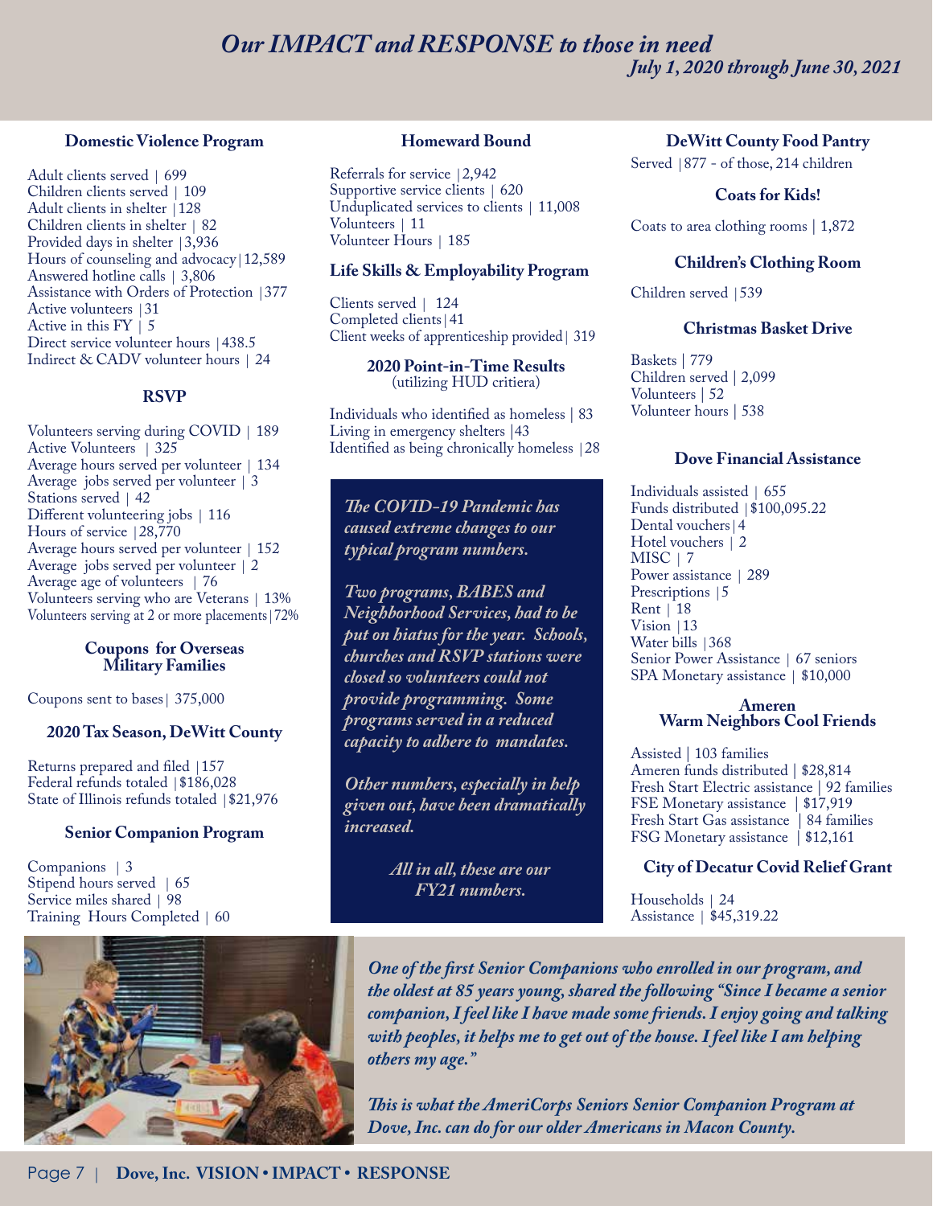# *Our IMPACT and RESPONSE to those in need*

***July 1, 2020 through June 30, 2021***

### Domestic Violence Program

Adult clients served | 699
Children clients served | 109
Adult clients in shelter |128
Children clients in shelter | 82
Provided days in shelter |3,936
Hours of counseling and advocacy|12,589
Answered hotline calls | 3,806
Assistance with Orders of Protection |377
Active volunteers |31
Active in this FY | 5
Direct service volunteer hours |438.5
Indirect & CADV volunteer hours | 24

### RSVP

Volunteers serving during COVID | 189
Active Volunteers | 325
Average hours served per volunteer | 134
Average jobs served per volunteer | 3
Stations served | 42
Different volunteering jobs | 116
Hours of service |28,770
Average hours served per volunteer | 152
Average jobs served per volunteer | 2
Average age of volunteers | 76
Volunteers serving who are Veterans | 13%
Volunteers serving at 2 or more placements|72%

### Coupons for Overseas Military Families

Coupons sent to bases| 375,000

### 2020 Tax Season, DeWitt County

Returns prepared and filed |157
Federal refunds totaled |$186,028
State of Illinois refunds totaled |$21,976

### Senior Companion Program

Companions | 3
Stipend hours served | 65
Service miles shared | 98
Training Hours Completed | 60

### Homeward Bound

Referrals for service |2,942
Supportive service clients | 620
Unduplicated services to clients | 11,008
Volunteers | 11
Volunteer Hours | 185

### Life Skills & Employability Program

Clients served | 124
Completed clients|41
Client weeks of apprenticeship provided| 319

### 2020 Point-in-Time Results
(utilizing HUD critiera)

Individuals who identified as homeless | 83
Living in emergency shelters |43
Identified as being chronically homeless |28

*The COVID-19 Pandemic has caused extreme changes to our typical program numbers.*

*Two programs, BABES and Neighborhood Services, had to be put on hiatus for the year. Schools, churches and RSVP stations were closed so volunteers could not provide programming. Some programs served in a reduced capacity to adhere to mandates.*

*Other numbers, especially in help given out, have been dramatically increased.*

*All in all, these are our FY21 numbers.*

### DeWitt County Food Pantry

Served |877 - of those, 214 children

### Coats for Kids!

Coats to area clothing rooms | 1,872

### Children's Clothing Room

Children served |539

### Christmas Basket Drive

Baskets | 779
Children served | 2,099
Volunteers | 52
Volunteer hours | 538

### Dove Financial Assistance

Individuals assisted | 655
Funds distributed |$100,095.22
Dental vouchers|4
Hotel vouchers | 2
MISC | 7
Power assistance | 289
Prescriptions |5
Rent | 18
Vision |13
Water bills |368
Senior Power Assistance | 67 seniors
SPA Monetary assistance | $10,000

### Ameren Warm Neighbors Cool Friends

Assisted | 103 families
Ameren funds distributed | $28,814
Fresh Start Electric assistance | 92 families
FSE Monetary assistance | $17,919
Fresh Start Gas assistance | 84 families
FSG Monetary assistance | $12,161

### City of Decatur Covid Relief Grant

Households | 24
Assistance | $45,319.22

***One of the first Senior Companions who enrolled in our program, and the oldest at 85 years young, shared the following "Since I became a senior companion, I feel like I have made some friends. I enjoy going and talking with peoples, it helps me to get out of the house. I feel like I am helping others my age."***

***This is what the AmeriCorps Seniors Senior Companion Program at Dove, Inc. can do for our older Americans in Macon County.***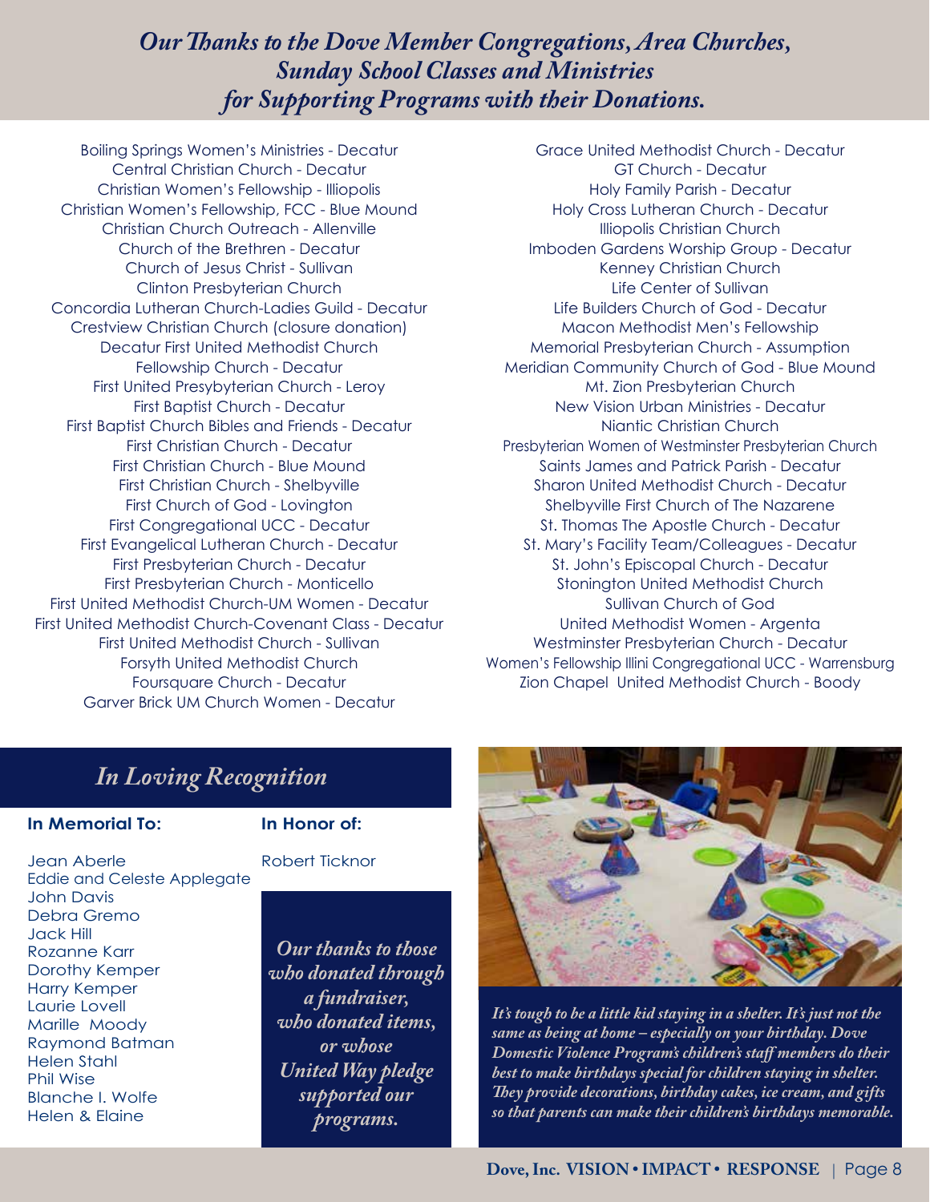# *Our Thanks to the Dove Member Congregations, Area Churches, Sunday School Classes and Ministries for Supporting Programs with their Donations.*

Boiling Springs Women's Ministries - Decatur
Central Christian Church - Decatur
Christian Women's Fellowship - Illiopolis
Christian Women's Fellowship, FCC - Blue Mound
Christian Church Outreach - Allenville
Church of the Brethren - Decatur
Church of Jesus Christ - Sullivan
Clinton Presbyterian Church
Concordia Lutheran Church-Ladies Guild - Decatur
Crestview Christian Church (closure donation)
Decatur First United Methodist Church
Fellowship Church - Decatur
First United Presybyterian Church - Leroy
First Baptist Church - Decatur
First Baptist Church Bibles and Friends - Decatur
First Christian Church - Decatur
First Christian Church - Blue Mound
First Christian Church - Shelbyville
First Church of God - Lovington
First Congregational UCC - Decatur
First Evangelical Lutheran Church - Decatur
First Presbyterian Church - Decatur
First Presbyterian Church - Monticello
First United Methodist Church-UM Women - Decatur
First United Methodist Church-Covenant Class - Decatur
First United Methodist Church - Sullivan
Forsyth United Methodist Church
Foursquare Church - Decatur
Garver Brick UM Church Women - Decatur
Grace United Methodist Church - Decatur
GT Church - Decatur
Holy Family Parish - Decatur
Holy Cross Lutheran Church - Decatur
Illiopolis Christian Church
Imboden Gardens Worship Group - Decatur
Kenney Christian Church
Life Center of Sullivan
Life Builders Church of God - Decatur
Macon Methodist Men's Fellowship
Memorial Presbyterian Church - Assumption
Meridian Community Church of God - Blue Mound
Mt. Zion Presbyterian Church
New Vision Urban Ministries - Decatur
Niantic Christian Church
Presbyterian Women of Westminster Presbyterian Church
Saints James and Patrick Parish - Decatur
Sharon United Methodist Church - Decatur
Shelbyville First Church of The Nazarene
St. Thomas The Apostle Church - Decatur
St. Mary's Facility Team/Colleagues - Decatur
St. John's Episcopal Church - Decatur
Stonington United Methodist Church
Sullivan Church of God
United Methodist Women - Argenta
Westminster Presbyterian Church - Decatur
Women's Fellowship Illini Congregational UCC - Warrensburg
Zion Chapel United Methodist Church - Boody

## *In Loving Recognition*

**In Memorial To:**

Jean Aberle
Eddie and Celeste Applegate
John Davis
Debra Gremo
Jack Hill
Rozanne Karr
Dorothy Kemper
Harry Kemper
Laurie Lovell
Marille Moody
Raymond Batman
Helen Stahl
Phil Wise
Blanche I. Wolfe
Helen & Elaine

**In Honor of:**

Robert Ticknor

*Our thanks to those who donated through a fundraiser, who donated items, or whose United Way pledge supported our programs.*

*It's tough to be a little kid staying in a shelter. It's just not the same as being at home – especially on your birthday. Dove Domestic Violence Program's children's staff members do their best to make birthdays special for children staying in shelter. They provide decorations, birthday cakes, ice cream, and gifts so that parents can make their children's birthdays memorable.*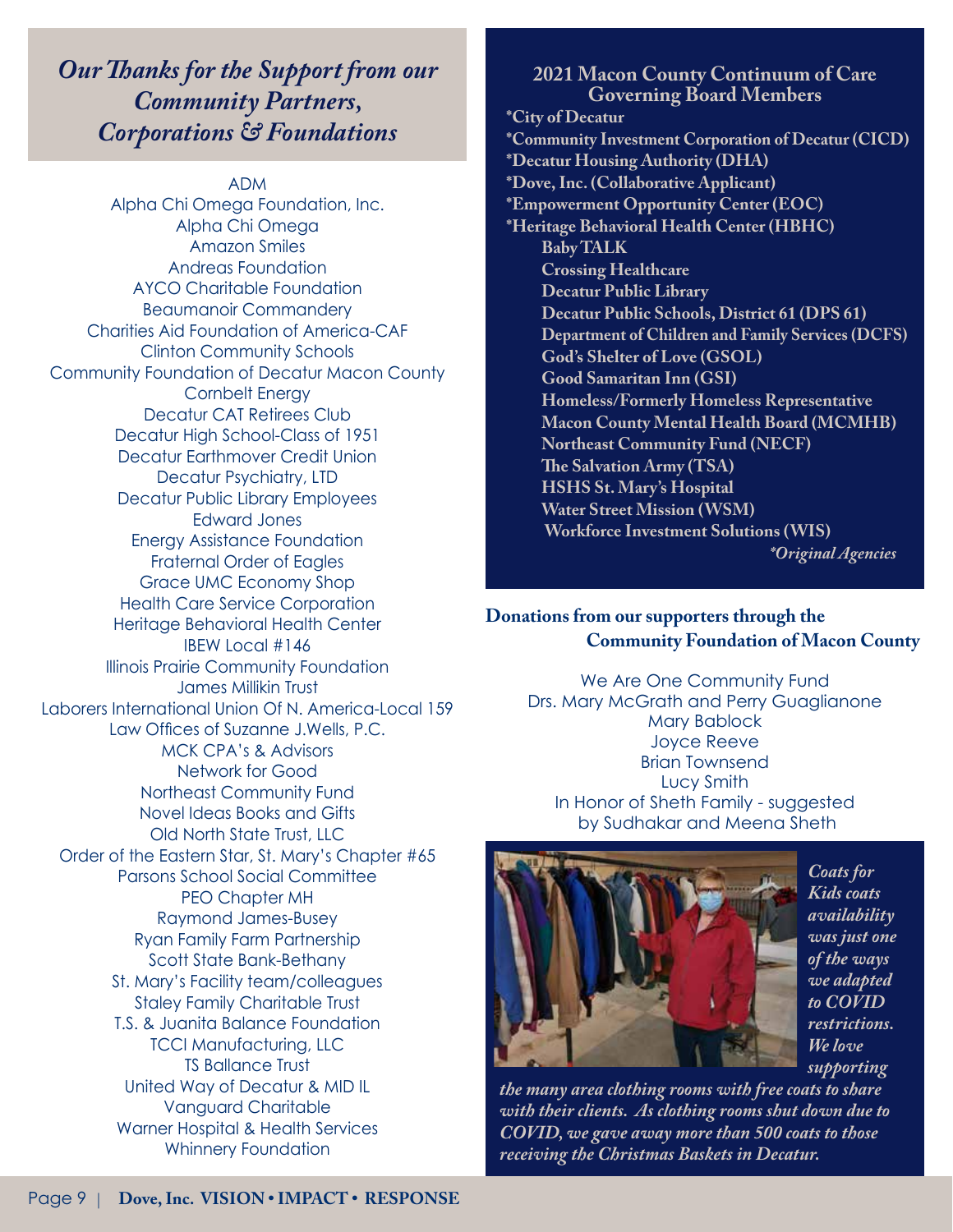## *Our Thanks for the Support from our Community Partners, Corporations & Foundations*

ADM
Alpha Chi Omega Foundation, Inc.
Alpha Chi Omega
Amazon Smiles
Andreas Foundation
AYCO Charitable Foundation
Beaumanoir Commandery
Charities Aid Foundation of America-CAF
Clinton Community Schools
Community Foundation of Decatur Macon County
Cornbelt Energy
Decatur CAT Retirees Club
Decatur High School-Class of 1951
Decatur Earthmover Credit Union
Decatur Psychiatry, LTD
Decatur Public Library Employees
Edward Jones
Energy Assistance Foundation
Fraternal Order of Eagles
Grace UMC Economy Shop
Health Care Service Corporation
Heritage Behavioral Health Center
IBEW Local #146
Illinois Prairie Community Foundation
James Millikin Trust
Laborers International Union Of N. America-Local 159
Law Offices of Suzanne J.Wells, P.C.
MCK CPA's & Advisors
Network for Good
Northeast Community Fund
Novel Ideas Books and Gifts
Old North State Trust, LLC
Order of the Eastern Star, St. Mary's Chapter #65
Parsons School Social Committee
PEO Chapter MH
Raymond James-Busey
Ryan Family Farm Partnership
Scott State Bank-Bethany
St. Mary's Facility team/colleagues
Staley Family Charitable Trust
T.S. & Juanita Balance Foundation
TCCI Manufacturing, LLC
TS Ballance Trust
United Way of Decatur & MID IL
Vanguard Charitable
Warner Hospital & Health Services
Whinnery Foundation

## 2021 Macon County Continuum of Care Governing Board Members

**\*City of Decatur**
**\*Community Investment Corporation of Decatur (CICD)**
**\*Decatur Housing Authority (DHA)**
**\*Dove, Inc. (Collaborative Applicant)**
**\*Empowerment Opportunity Center (EOC)**
**\*Heritage Behavioral Health Center (HBHC)**
**Baby TALK**
**Crossing Healthcare**
**Decatur Public Library**
**Decatur Public Schools, District 61 (DPS 61)**
**Department of Children and Family Services (DCFS)**
**God's Shelter of Love (GSOL)**
**Good Samaritan Inn (GSI)**
**Homeless/Formerly Homeless Representative**
**Macon County Mental Health Board (MCMHB)**
**Northeast Community Fund (NECF)**
**The Salvation Army (TSA)**
**HSHS St. Mary's Hospital**
**Water Street Mission (WSM)**
**Workforce Investment Solutions (WIS)**

*\*Original Agencies*

### Donations from our supporters through the Community Foundation of Macon County

We Are One Community Fund
Drs. Mary McGrath and Perry Guaglianone
Mary Bablock
Joyce Reeve
Brian Townsend
Lucy Smith
In Honor of Sheth Family - suggested by Sudhakar and Meena Sheth

*Coats for Kids coats availability was just one of the ways we adapted to COVID restrictions. We love supporting the many area clothing rooms with free coats to share with their clients. As clothing rooms shut down due to COVID, we gave away more than 500 coats to those receiving the Christmas Baskets in Decatur.*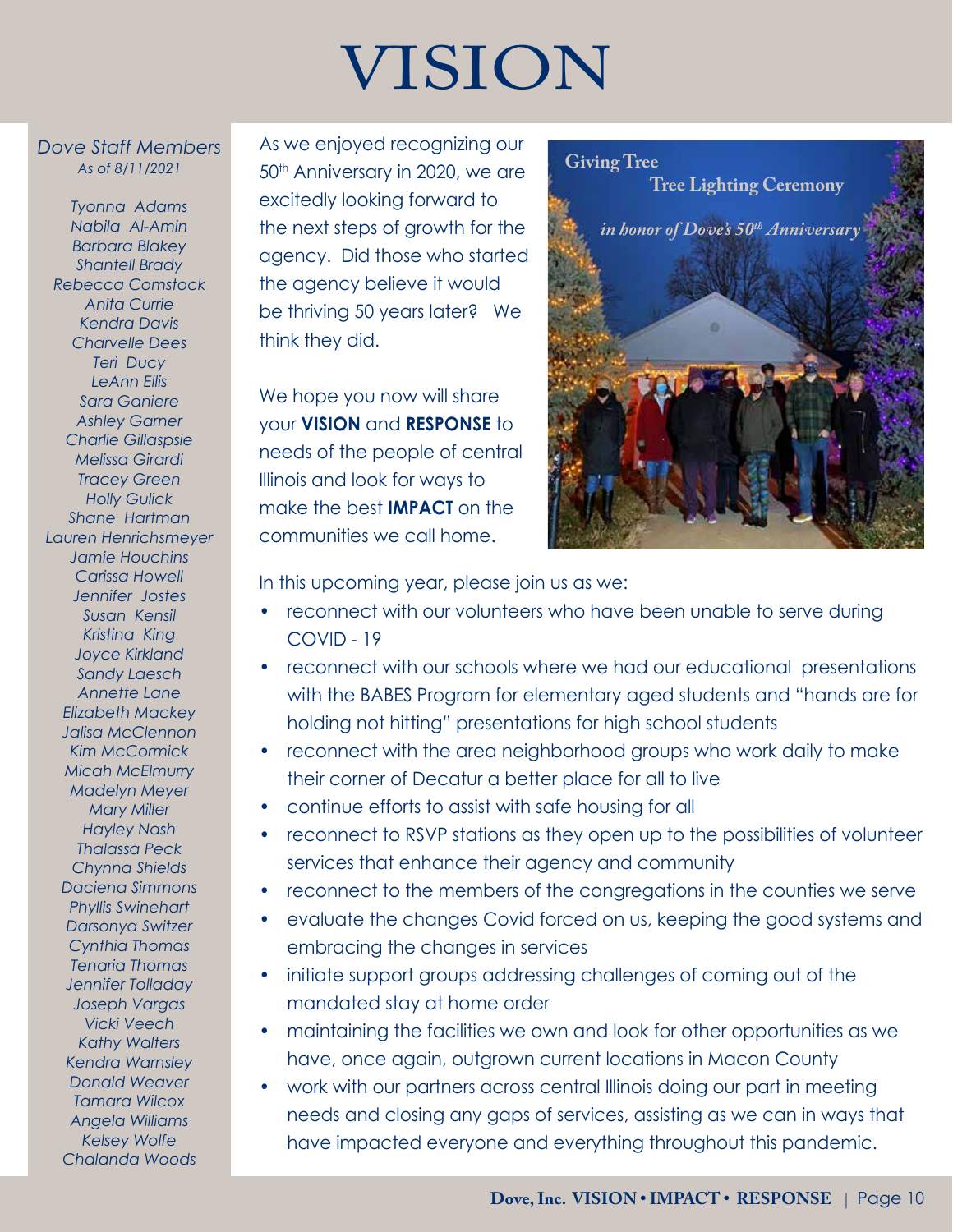# VISION

*Dove Staff Members*
*As of 8/11/2021*

*Tyonna Adams*
*Nabila Al-Amin*
*Barbara Blakey*
*Shantell Brady*
*Rebecca Comstock*
*Anita Currie*
*Kendra Davis*
*Charvelle Dees*
*Teri Ducy*
*LeAnn Ellis*
*Sara Ganiere*
*Ashley Garner*
*Charlie Gillaspsie*
*Melissa Girardi*
*Tracey Green*
*Holly Gulick*
*Shane Hartman*
*Lauren Henrichsmeyer*
*Jamie Houchins*
*Carissa Howell*
*Jennifer Jostes*
*Susan Kensil*
*Kristina King*
*Joyce Kirkland*
*Sandy Laesch*
*Annette Lane*
*Elizabeth Mackey*
*Jalisa McClennon*
*Kim McCormick*
*Micah McElmurry*
*Madelyn Meyer*
*Mary Miller*
*Hayley Nash*
*Thalassa Peck*
*Chynna Shields*
*Daciena Simmons*
*Phyllis Swinehart*
*Darsonya Switzer*
*Cynthia Thomas*
*Tenaria Thomas*
*Jennifer Tolladay*
*Joseph Vargas*
*Vicki Veech*
*Kathy Walters*
*Kendra Warnsley*
*Donald Weaver*
*Tamara Wilcox*
*Angela Williams*
*Kelsey Wolfe*
*Chalanda Woods*

As we enjoyed recognizing our 50th Anniversary in 2020, we are excitedly looking forward to the next steps of growth for the agency. Did those who started the agency believe it would be thriving 50 years later? We think they did.

We hope you now will share your **VISION** and **RESPONSE** to needs of the people of central Illinois and look for ways to make the best **IMPACT** on the communities we call home.

Giving Tree
Tree Lighting Ceremony
*in honor of Dove's 50th Anniversary*

In this upcoming year, please join us as we:

- reconnect with our volunteers who have been unable to serve during COVID - 19
- reconnect with our schools where we had our educational presentations with the BABES Program for elementary aged students and "hands are for holding not hitting" presentations for high school students
- reconnect with the area neighborhood groups who work daily to make their corner of Decatur a better place for all to live
- continue efforts to assist with safe housing for all
- reconnect to RSVP stations as they open up to the possibilities of volunteer services that enhance their agency and community
- reconnect to the members of the congregations in the counties we serve
- evaluate the changes Covid forced on us, keeping the good systems and embracing the changes in services
- initiate support groups addressing challenges of coming out of the mandated stay at home order
- maintaining the facilities we own and look for other opportunities as we have, once again, outgrown current locations in Macon County
- work with our partners across central Illinois doing our part in meeting needs and closing any gaps of services, assisting as we can in ways that have impacted everyone and everything throughout this pandemic.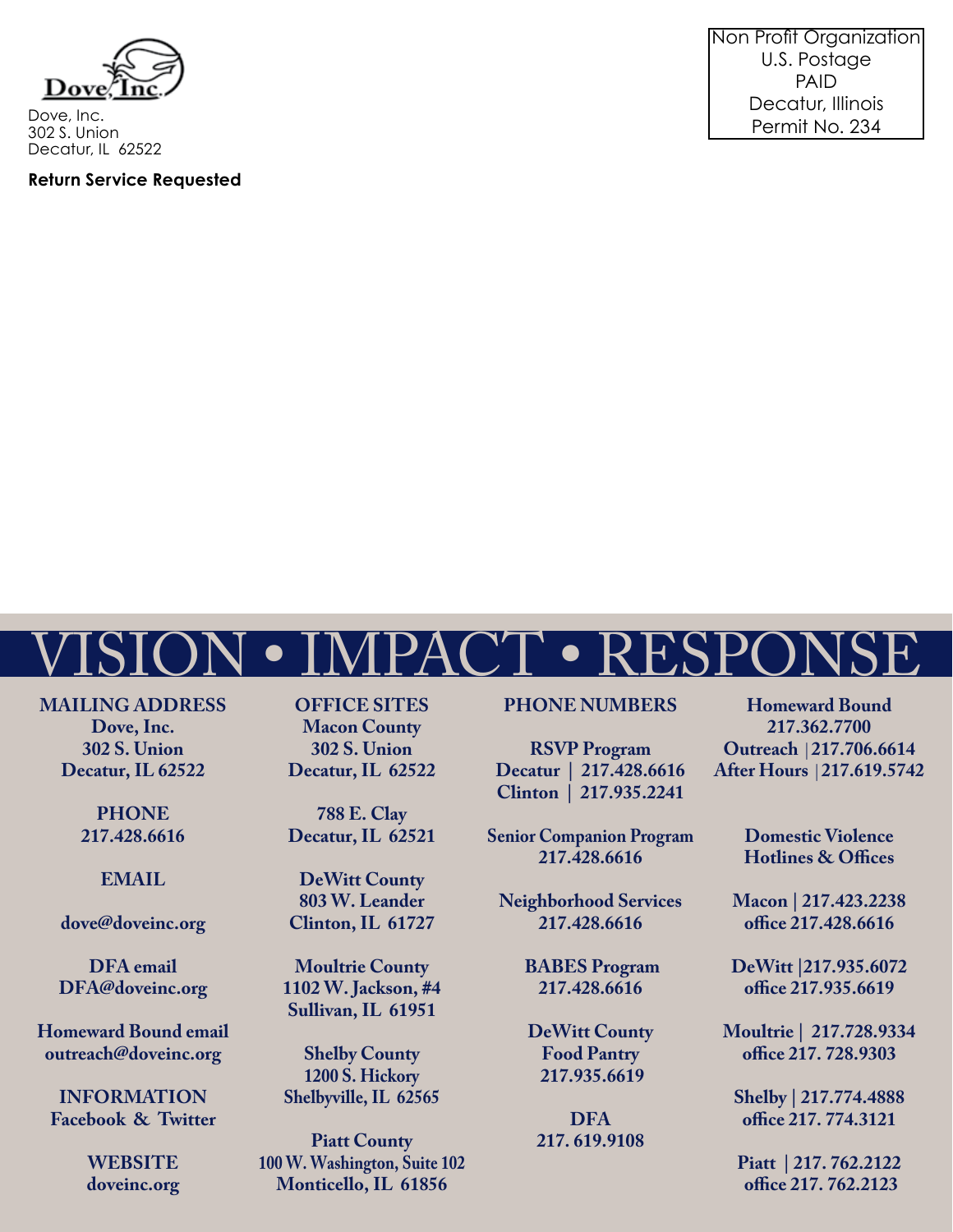Dove, Inc.
302 S. Union
Decatur, IL 62522

**Return Service Requested**

Non Profit Organization
U.S. Postage
PAID
Decatur, Illinois
Permit No. 234

# VISION • IMPACT • RESPONSE

**MAILING ADDRESS**
**Dove, Inc.**
**302 S. Union**
**Decatur, IL 62522**

**PHONE**
**217.428.6616**

**EMAIL**

**dove@doveinc.org**

**DFA email**
**DFA@doveinc.org**

**Homeward Bound email**
**outreach@doveinc.org**

**INFORMATION**
**Facebook & Twitter**

**WEBSITE**
**doveinc.org**

**OFFICE SITES**
**Macon County**
**302 S. Union**
**Decatur, IL 62522**

**788 E. Clay**
**Decatur, IL 62521**

**DeWitt County**
**803 W. Leander**
**Clinton, IL 61727**

**Moultrie County**
**1102 W. Jackson, #4**
**Sullivan, IL 61951**

**Shelby County**
**1200 S. Hickory**
**Shelbyville, IL 62565**

**Piatt County**
**100 W. Washington, Suite 102**
**Monticello, IL 61856**

**PHONE NUMBERS**

**RSVP Program**
**Decatur | 217.428.6616**
**Clinton | 217.935.2241**

**Senior Companion Program**
**217.428.6616**

**Neighborhood Services**
**217.428.6616**

**BABES Program**
**217.428.6616**

**DeWitt County**
**Food Pantry**
**217.935.6619**

**DFA**
**217. 619.9108**

**Homeward Bound**
**217.362.7700**
**Outreach |217.706.6614**
**After Hours |217.619.5742**

**Domestic Violence**
**Hotlines & Offices**

**Macon | 217.423.2238**
**office 217.428.6616**

**DeWitt |217.935.6072**
**office 217.935.6619**

**Moultrie | 217.728.9334**
**office 217. 728.9303**

**Shelby | 217.774.4888**
**office 217. 774.3121**

**Piatt | 217. 762.2122**
**office 217. 762.2123**